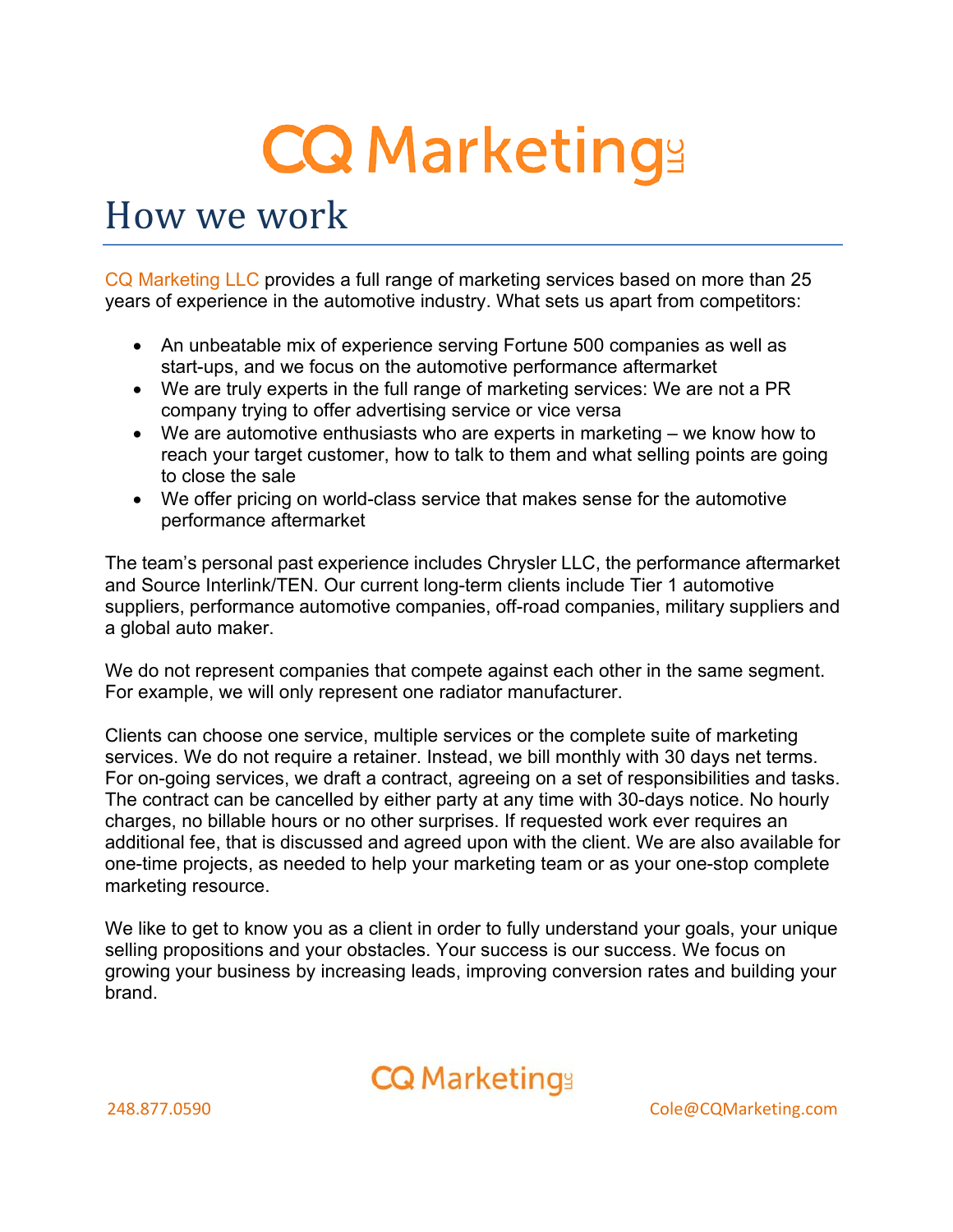# CQ Marketing LLC

## How we work

CQ Marketing LLC provides a full range of marketing services based on more than 25 years of experience in the automotive industry. What sets us apart from competitors:

- An unbeatable mix of experience serving Fortune 500 companies as well as start-ups, and we focus on the automotive performance aftermarket
- We are truly experts in the full range of marketing services: We are not a PR company trying to offer advertising service or vice versa
- We are automotive enthusiasts who are experts in marketing – we know how to reach your target customer, how to talk to them and what selling points are going to close the sale
- We offer pricing on world-class service that makes sense for the automotive performance aftermarket

The team's personal past experience includes Chrysler LLC, the performance aftermarket and Source Interlink/TEN. Our current long-term clients include Tier 1 automotive suppliers, performance automotive companies, off-road companies, military suppliers and a global auto maker.

We do not represent companies that compete against each other in the same segment. For example, we will only represent one radiator manufacturer.

Clients can choose one service, multiple services or the complete suite of marketing services. We do not require a retainer. Instead, we bill monthly with 30 days net terms. For on-going services, we draft a contract, agreeing on a set of responsibilities and tasks. The contract can be cancelled by either party at any time with 30-days notice. No hourly charges, no billable hours or no other surprises. If requested work ever requires an additional fee, that is discussed and agreed upon with the client. We are also available for one-time projects, as needed to help your marketing team or as your one-stop complete marketing resource.

We like to get to know you as a client in order to fully understand your goals, your unique selling propositions and your obstacles. Your success is our success. We focus on growing your business by increasing leads, improving conversion rates and building your brand.

CQ Marketing LLC

248.877.0590 | Cole@CQMarketing.com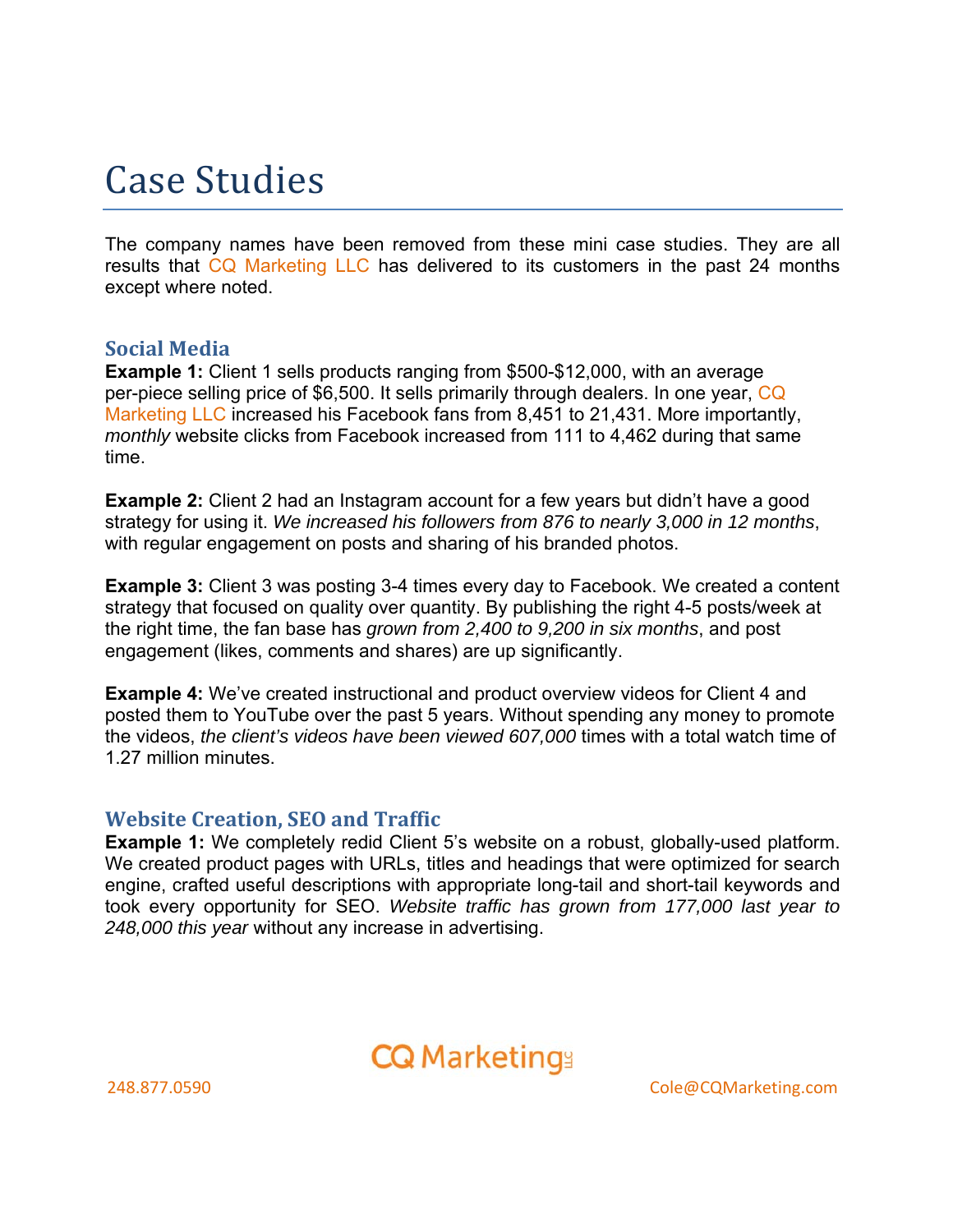# Case Studies

The company names have been removed from these mini case studies. They are all results that CQ Marketing LLC has delivered to its customers in the past 24 months except where noted.

## Social Media

**Example 1:** Client 1 sells products ranging from $500-$12,000, with an average per-piece selling price of $6,500. It sells primarily through dealers. In one year, CQ Marketing LLC increased his Facebook fans from 8,451 to 21,431. More importantly, *monthly* website clicks from Facebook increased from 111 to 4,462 during that same time.

**Example 2:** Client 2 had an Instagram account for a few years but didn't have a good strategy for using it. *We increased his followers from 876 to nearly 3,000 in 12 months*, with regular engagement on posts and sharing of his branded photos.

**Example 3:** Client 3 was posting 3-4 times every day to Facebook. We created a content strategy that focused on quality over quantity. By publishing the right 4-5 posts/week at the right time, the fan base has *grown from 2,400 to 9,200 in six months*, and post engagement (likes, comments and shares) are up significantly.

**Example 4:** We've created instructional and product overview videos for Client 4 and posted them to YouTube over the past 5 years. Without spending any money to promote the videos, *the client's videos have been viewed 607,000* times with a total watch time of 1.27 million minutes.

## Website Creation, SEO and Traffic

**Example 1:** We completely redid Client 5's website on a robust, globally-used platform. We created product pages with URLs, titles and headings that were optimized for search engine, crafted useful descriptions with appropriate long-tail and short-tail keywords and took every opportunity for SEO. *Website traffic has grown from 177,000 last year to 248,000 this year* without any increase in advertising.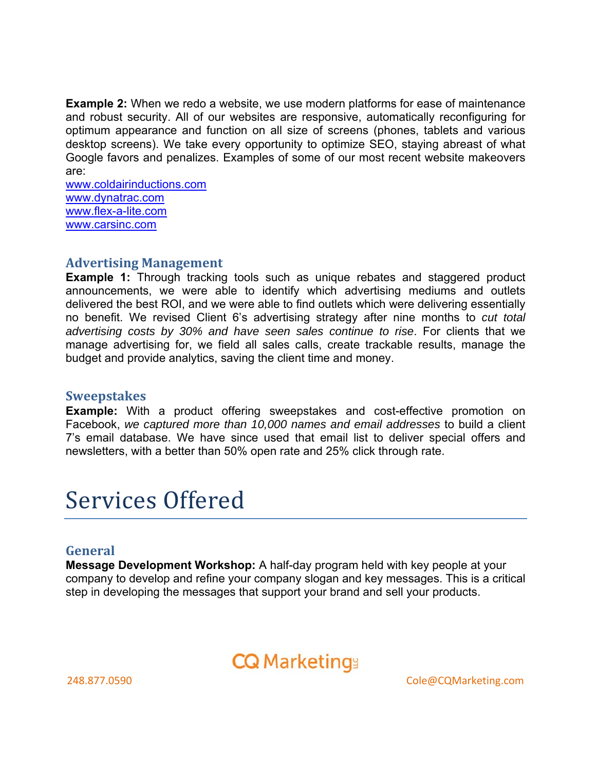**Example 2:** When we redo a website, we use modern platforms for ease of maintenance and robust security. All of our websites are responsive, automatically reconfiguring for optimum appearance and function on all size of screens (phones, tablets and various desktop screens). We take every opportunity to optimize SEO, staying abreast of what Google favors and penalizes. Examples of some of our most recent website makeovers are:
www.coldairinductions.com
www.dynatrac.com
www.flex-a-lite.com
www.carsinc.com

### Advertising Management

**Example 1:** Through tracking tools such as unique rebates and staggered product announcements, we were able to identify which advertising mediums and outlets delivered the best ROI, and we were able to find outlets which were delivering essentially no benefit. We revised Client 6's advertising strategy after nine months to *cut total advertising costs by 30% and have seen sales continue to rise*. For clients that we manage advertising for, we field all sales calls, create trackable results, manage the budget and provide analytics, saving the client time and money.

### Sweepstakes

**Example:** With a product offering sweepstakes and cost-effective promotion on Facebook, *we captured more than 10,000 names and email addresses* to build a client 7's email database. We have since used that email list to deliver special offers and newsletters, with a better than 50% open rate and 25% click through rate.

# Services Offered

### General

**Message Development Workshop:** A half-day program held with key people at your company to develop and refine your company slogan and key messages. This is a critical step in developing the messages that support your brand and sell your products.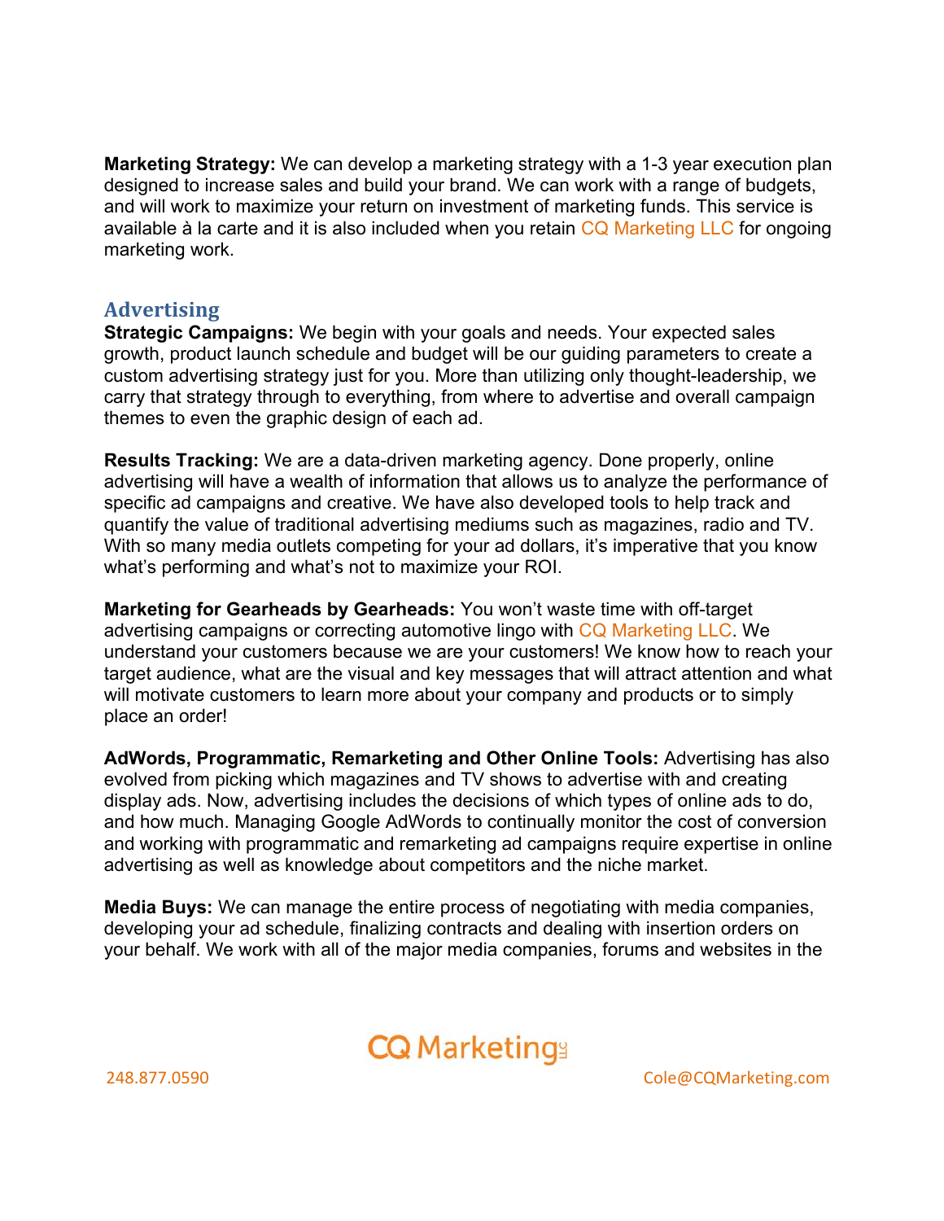**Marketing Strategy:** We can develop a marketing strategy with a 1-3 year execution plan designed to increase sales and build your brand. We can work with a range of budgets, and will work to maximize your return on investment of marketing funds. This service is available à la carte and it is also included when you retain CQ Marketing LLC for ongoing marketing work.

## Advertising

**Strategic Campaigns:** We begin with your goals and needs. Your expected sales growth, product launch schedule and budget will be our guiding parameters to create a custom advertising strategy just for you. More than utilizing only thought-leadership, we carry that strategy through to everything, from where to advertise and overall campaign themes to even the graphic design of each ad.

**Results Tracking:** We are a data-driven marketing agency. Done properly, online advertising will have a wealth of information that allows us to analyze the performance of specific ad campaigns and creative. We have also developed tools to help track and quantify the value of traditional advertising mediums such as magazines, radio and TV. With so many media outlets competing for your ad dollars, it's imperative that you know what's performing and what's not to maximize your ROI.

**Marketing for Gearheads by Gearheads:** You won't waste time with off-target advertising campaigns or correcting automotive lingo with CQ Marketing LLC. We understand your customers because we are your customers! We know how to reach your target audience, what are the visual and key messages that will attract attention and what will motivate customers to learn more about your company and products or to simply place an order!

**AdWords, Programmatic, Remarketing and Other Online Tools:** Advertising has also evolved from picking which magazines and TV shows to advertise with and creating display ads. Now, advertising includes the decisions of which types of online ads to do, and how much. Managing Google AdWords to continually monitor the cost of conversion and working with programmatic and remarketing ad campaigns require expertise in online advertising as well as knowledge about competitors and the niche market.

**Media Buys:** We can manage the entire process of negotiating with media companies, developing your ad schedule, finalizing contracts and dealing with insertion orders on your behalf. We work with all of the major media companies, forums and websites in the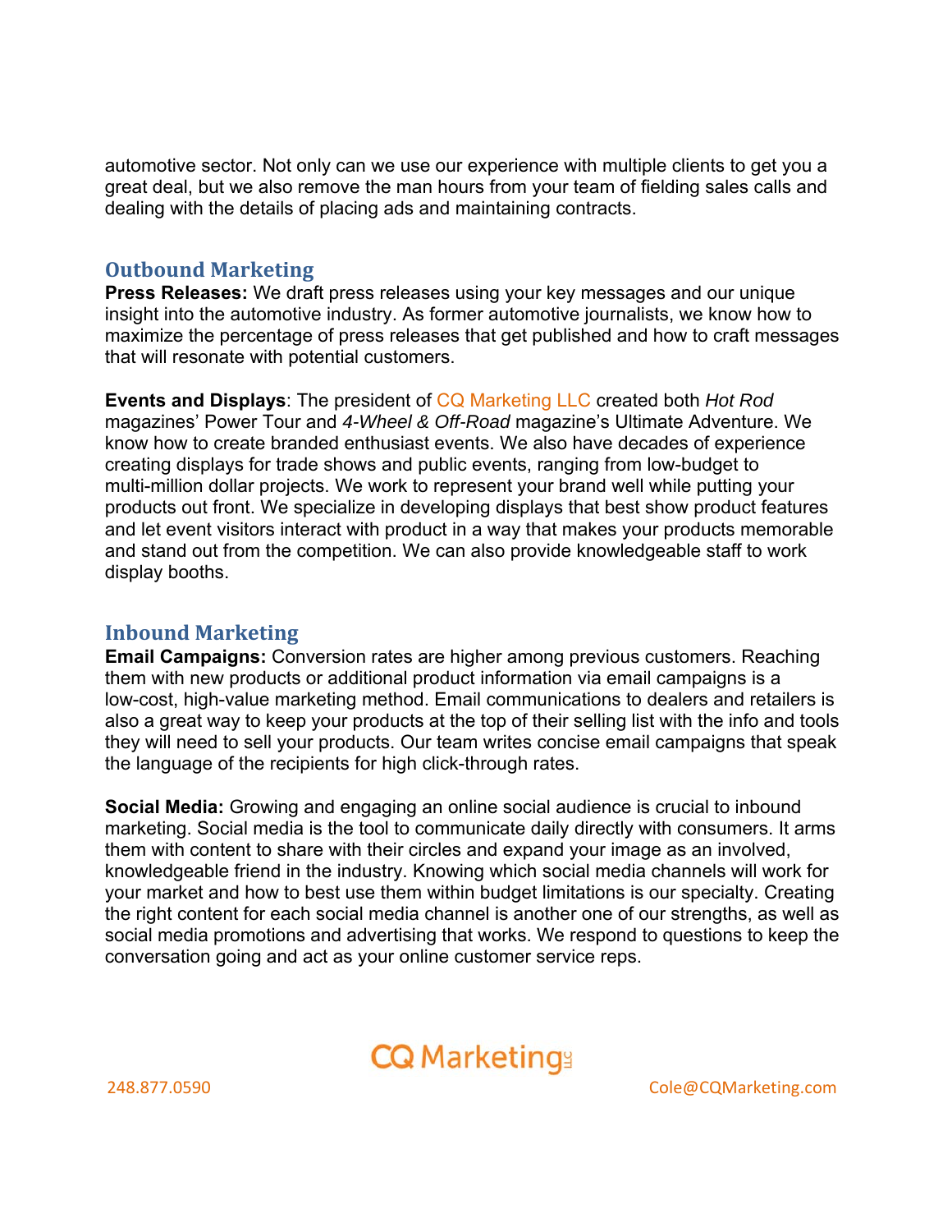automotive sector. Not only can we use our experience with multiple clients to get you a great deal, but we also remove the man hours from your team of fielding sales calls and dealing with the details of placing ads and maintaining contracts.

## Outbound Marketing

**Press Releases:** We draft press releases using your key messages and our unique insight into the automotive industry. As former automotive journalists, we know how to maximize the percentage of press releases that get published and how to craft messages that will resonate with potential customers.

**Events and Displays**: The president of CQ Marketing LLC created both *Hot Rod* magazines' Power Tour and *4-Wheel & Off-Road* magazine's Ultimate Adventure. We know how to create branded enthusiast events. We also have decades of experience creating displays for trade shows and public events, ranging from low-budget to multi-million dollar projects. We work to represent your brand well while putting your products out front. We specialize in developing displays that best show product features and let event visitors interact with product in a way that makes your products memorable and stand out from the competition. We can also provide knowledgeable staff to work display booths.

## Inbound Marketing

**Email Campaigns:** Conversion rates are higher among previous customers. Reaching them with new products or additional product information via email campaigns is a low-cost, high-value marketing method. Email communications to dealers and retailers is also a great way to keep your products at the top of their selling list with the info and tools they will need to sell your products. Our team writes concise email campaigns that speak the language of the recipients for high click-through rates.

**Social Media:** Growing and engaging an online social audience is crucial to inbound marketing. Social media is the tool to communicate daily directly with consumers. It arms them with content to share with their circles and expand your image as an involved, knowledgeable friend in the industry. Knowing which social media channels will work for your market and how to best use them within budget limitations is our specialty. Creating the right content for each social media channel is another one of our strengths, as well as social media promotions and advertising that works. We respond to questions to keep the conversation going and act as your online customer service reps.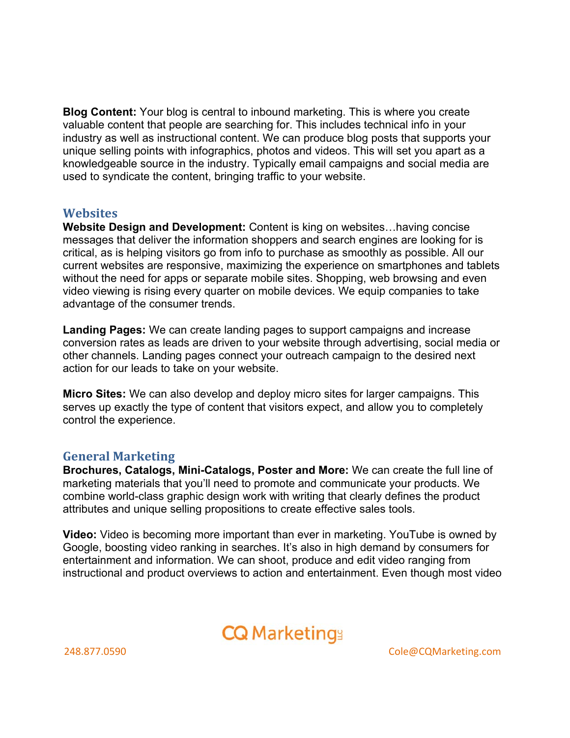**Blog Content:** Your blog is central to inbound marketing. This is where you create valuable content that people are searching for. This includes technical info in your industry as well as instructional content. We can produce blog posts that supports your unique selling points with infographics, photos and videos. This will set you apart as a knowledgeable source in the industry. Typically email campaigns and social media are used to syndicate the content, bringing traffic to your website.

## Websites

**Website Design and Development:** Content is king on websites…having concise messages that deliver the information shoppers and search engines are looking for is critical, as is helping visitors go from info to purchase as smoothly as possible. All our current websites are responsive, maximizing the experience on smartphones and tablets without the need for apps or separate mobile sites. Shopping, web browsing and even video viewing is rising every quarter on mobile devices. We equip companies to take advantage of the consumer trends.

**Landing Pages:** We can create landing pages to support campaigns and increase conversion rates as leads are driven to your website through advertising, social media or other channels. Landing pages connect your outreach campaign to the desired next action for our leads to take on your website.

**Micro Sites:** We can also develop and deploy micro sites for larger campaigns. This serves up exactly the type of content that visitors expect, and allow you to completely control the experience.

## General Marketing

**Brochures, Catalogs, Mini-Catalogs, Poster and More:** We can create the full line of marketing materials that you'll need to promote and communicate your products. We combine world-class graphic design work with writing that clearly defines the product attributes and unique selling propositions to create effective sales tools.

**Video:** Video is becoming more important than ever in marketing. YouTube is owned by Google, boosting video ranking in searches. It's also in high demand by consumers for entertainment and information. We can shoot, produce and edit video ranging from instructional and product overviews to action and entertainment. Even though most video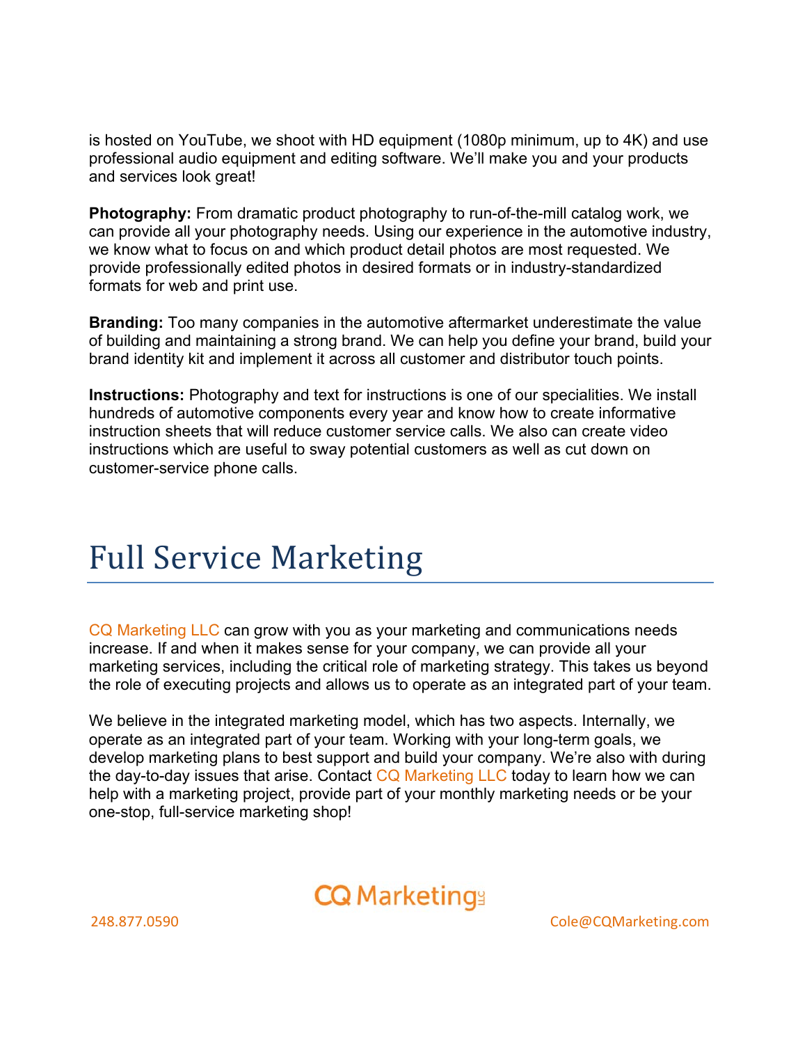is hosted on YouTube, we shoot with HD equipment (1080p minimum, up to 4K) and use professional audio equipment and editing software. We'll make you and your products and services look great!

**Photography:** From dramatic product photography to run-of-the-mill catalog work, we can provide all your photography needs. Using our experience in the automotive industry, we know what to focus on and which product detail photos are most requested. We provide professionally edited photos in desired formats or in industry-standardized formats for web and print use.

**Branding:** Too many companies in the automotive aftermarket underestimate the value of building and maintaining a strong brand. We can help you define your brand, build your brand identity kit and implement it across all customer and distributor touch points.

**Instructions:** Photography and text for instructions is one of our specialities. We install hundreds of automotive components every year and know how to create informative instruction sheets that will reduce customer service calls. We also can create video instructions which are useful to sway potential customers as well as cut down on customer-service phone calls.

# Full Service Marketing

CQ Marketing LLC can grow with you as your marketing and communications needs increase. If and when it makes sense for your company, we can provide all your marketing services, including the critical role of marketing strategy. This takes us beyond the role of executing projects and allows us to operate as an integrated part of your team.

We believe in the integrated marketing model, which has two aspects. Internally, we operate as an integrated part of your team. Working with your long-term goals, we develop marketing plans to best support and build your company. We're also with during the day-to-day issues that arise. Contact CQ Marketing LLC today to learn how we can help with a marketing project, provide part of your monthly marketing needs or be your one-stop, full-service marketing shop!

CQ Marketing LLC

248.877.0590

Cole@CQMarketing.com